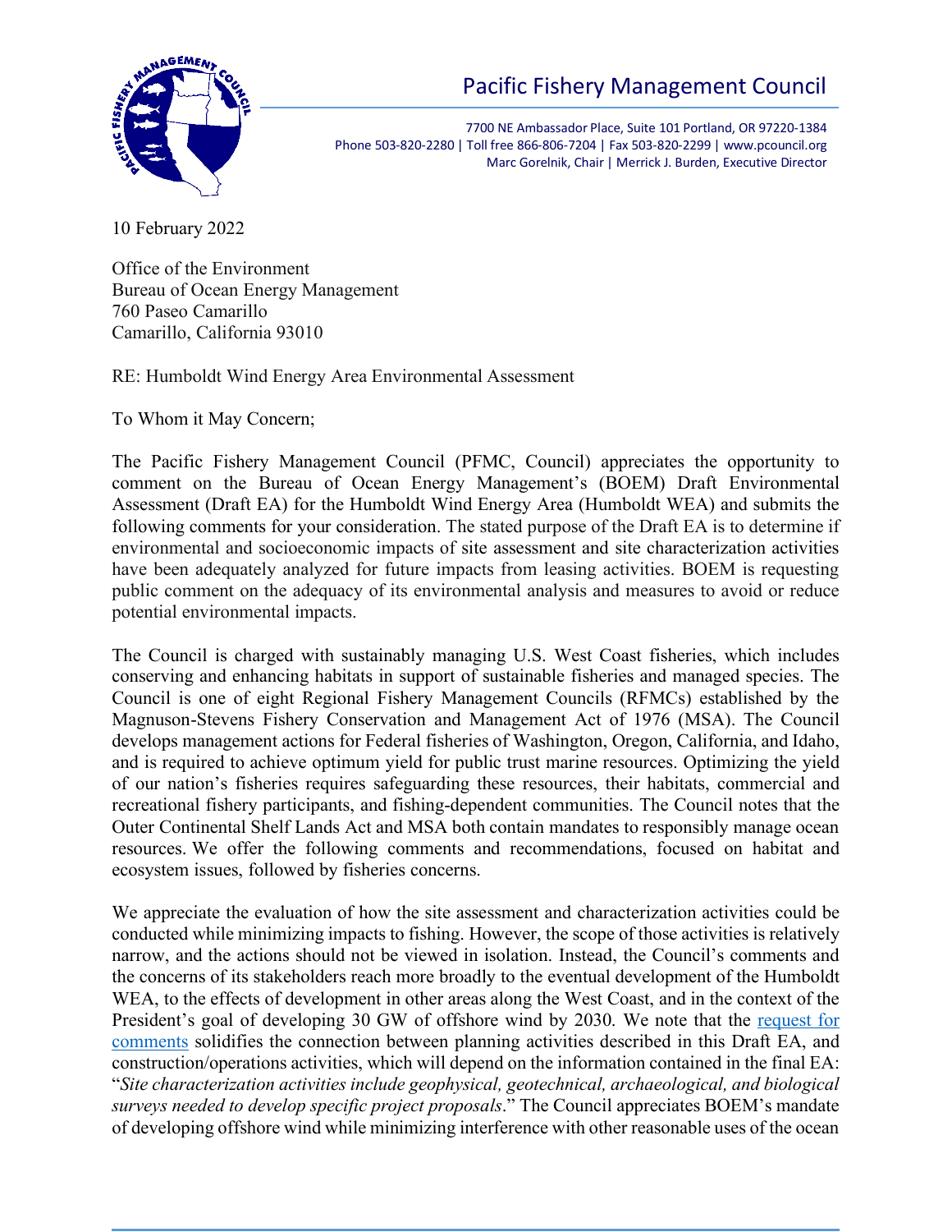# Pacific Fishery Management Council

7700 NE Ambassador Place, Suite 101 Portland, OR 97220-1384
Phone 503-820-2280 | Toll free 866-806-7204 | Fax 503-820-2299 | www.pcouncil.org
Marc Gorelnik, Chair | Merrick J. Burden, Executive Director

10 February 2022

Office of the Environment
Bureau of Ocean Energy Management
760 Paseo Camarillo
Camarillo, California 93010

RE: Humboldt Wind Energy Area Environmental Assessment

To Whom it May Concern;

The Pacific Fishery Management Council (PFMC, Council) appreciates the opportunity to comment on the Bureau of Ocean Energy Management's (BOEM) Draft Environmental Assessment (Draft EA) for the Humboldt Wind Energy Area (Humboldt WEA) and submits the following comments for your consideration. The stated purpose of the Draft EA is to determine if environmental and socioeconomic impacts of site assessment and site characterization activities have been adequately analyzed for future impacts from leasing activities. BOEM is requesting public comment on the adequacy of its environmental analysis and measures to avoid or reduce potential environmental impacts.

The Council is charged with sustainably managing U.S. West Coast fisheries, which includes conserving and enhancing habitats in support of sustainable fisheries and managed species. The Council is one of eight Regional Fishery Management Councils (RFMCs) established by the Magnuson-Stevens Fishery Conservation and Management Act of 1976 (MSA). The Council develops management actions for Federal fisheries of Washington, Oregon, California, and Idaho, and is required to achieve optimum yield for public trust marine resources. Optimizing the yield of our nation's fisheries requires safeguarding these resources, their habitats, commercial and recreational fishery participants, and fishing-dependent communities. The Council notes that the Outer Continental Shelf Lands Act and MSA both contain mandates to responsibly manage ocean resources. We offer the following comments and recommendations, focused on habitat and ecosystem issues, followed by fisheries concerns.

We appreciate the evaluation of how the site assessment and characterization activities could be conducted while minimizing impacts to fishing. However, the scope of those activities is relatively narrow, and the actions should not be viewed in isolation. Instead, the Council's comments and the concerns of its stakeholders reach more broadly to the eventual development of the Humboldt WEA, to the effects of development in other areas along the West Coast, and in the context of the President's goal of developing 30 GW of offshore wind by 2030. We note that the request for comments solidifies the connection between planning activities described in this Draft EA, and construction/operations activities, which will depend on the information contained in the final EA: "*Site characterization activities include geophysical, geotechnical, archaeological, and biological surveys needed to develop specific project proposals*." The Council appreciates BOEM's mandate of developing offshore wind while minimizing interference with other reasonable uses of the ocean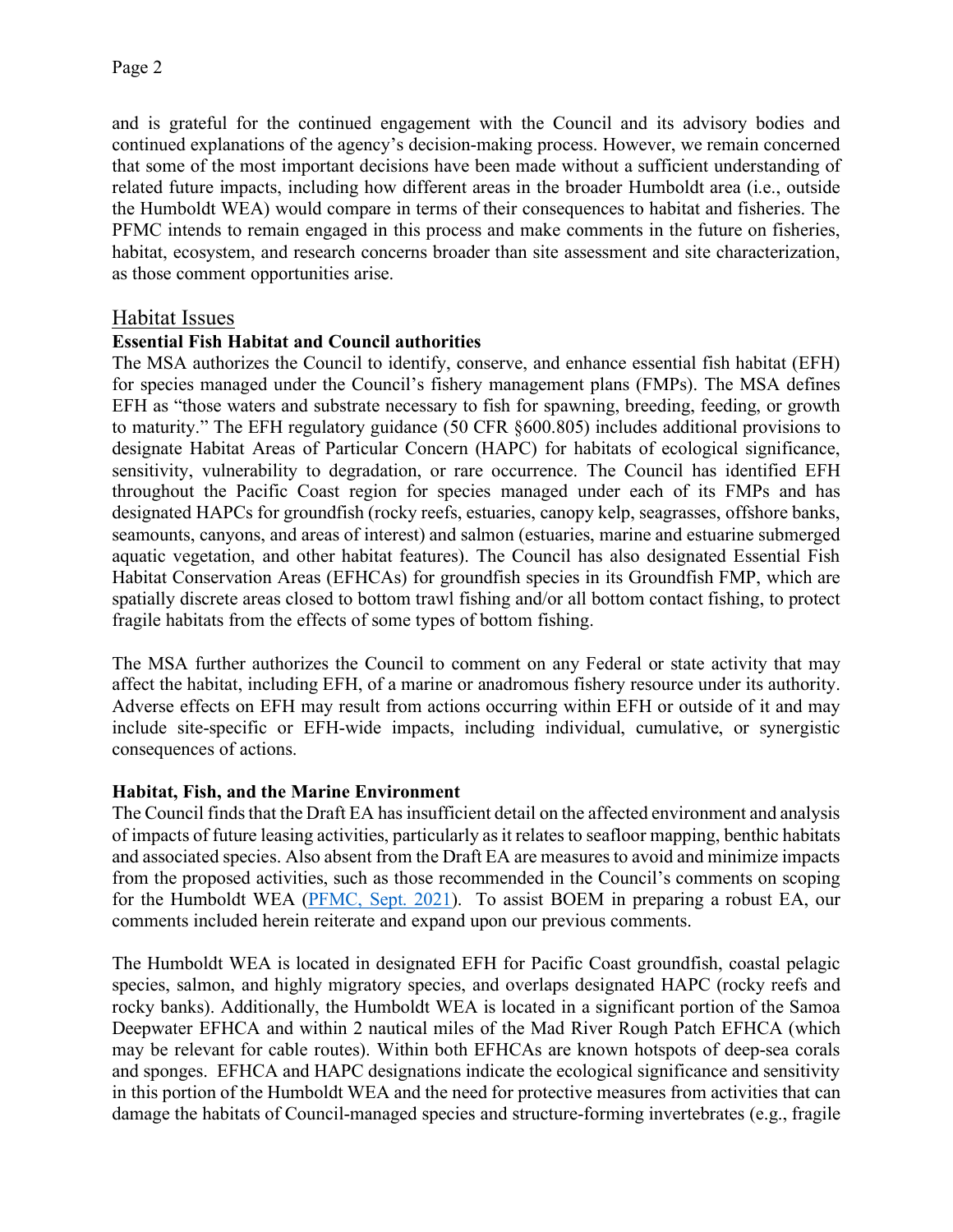and is grateful for the continued engagement with the Council and its advisory bodies and continued explanations of the agency's decision-making process. However, we remain concerned that some of the most important decisions have been made without a sufficient understanding of related future impacts, including how different areas in the broader Humboldt area (i.e., outside the Humboldt WEA) would compare in terms of their consequences to habitat and fisheries. The PFMC intends to remain engaged in this process and make comments in the future on fisheries, habitat, ecosystem, and research concerns broader than site assessment and site characterization, as those comment opportunities arise.

## Habitat Issues

### Essential Fish Habitat and Council authorities

The MSA authorizes the Council to identify, conserve, and enhance essential fish habitat (EFH) for species managed under the Council's fishery management plans (FMPs). The MSA defines EFH as "those waters and substrate necessary to fish for spawning, breeding, feeding, or growth to maturity." The EFH regulatory guidance (50 CFR §600.805) includes additional provisions to designate Habitat Areas of Particular Concern (HAPC) for habitats of ecological significance, sensitivity, vulnerability to degradation, or rare occurrence. The Council has identified EFH throughout the Pacific Coast region for species managed under each of its FMPs and has designated HAPCs for groundfish (rocky reefs, estuaries, canopy kelp, seagrasses, offshore banks, seamounts, canyons, and areas of interest) and salmon (estuaries, marine and estuarine submerged aquatic vegetation, and other habitat features). The Council has also designated Essential Fish Habitat Conservation Areas (EFHCAs) for groundfish species in its Groundfish FMP, which are spatially discrete areas closed to bottom trawl fishing and/or all bottom contact fishing, to protect fragile habitats from the effects of some types of bottom fishing.

The MSA further authorizes the Council to comment on any Federal or state activity that may affect the habitat, including EFH, of a marine or anadromous fishery resource under its authority. Adverse effects on EFH may result from actions occurring within EFH or outside of it and may include site-specific or EFH-wide impacts, including individual, cumulative, or synergistic consequences of actions.

### Habitat, Fish, and the Marine Environment

The Council finds that the Draft EA has insufficient detail on the affected environment and analysis of impacts of future leasing activities, particularly as it relates to seafloor mapping, benthic habitats and associated species. Also absent from the Draft EA are measures to avoid and minimize impacts from the proposed activities, such as those recommended in the Council's comments on scoping for the Humboldt WEA (PFMC, Sept. 2021). To assist BOEM in preparing a robust EA, our comments included herein reiterate and expand upon our previous comments.

The Humboldt WEA is located in designated EFH for Pacific Coast groundfish, coastal pelagic species, salmon, and highly migratory species, and overlaps designated HAPC (rocky reefs and rocky banks). Additionally, the Humboldt WEA is located in a significant portion of the Samoa Deepwater EFHCA and within 2 nautical miles of the Mad River Rough Patch EFHCA (which may be relevant for cable routes). Within both EFHCAs are known hotspots of deep-sea corals and sponges. EFHCA and HAPC designations indicate the ecological significance and sensitivity in this portion of the Humboldt WEA and the need for protective measures from activities that can damage the habitats of Council-managed species and structure-forming invertebrates (e.g., fragile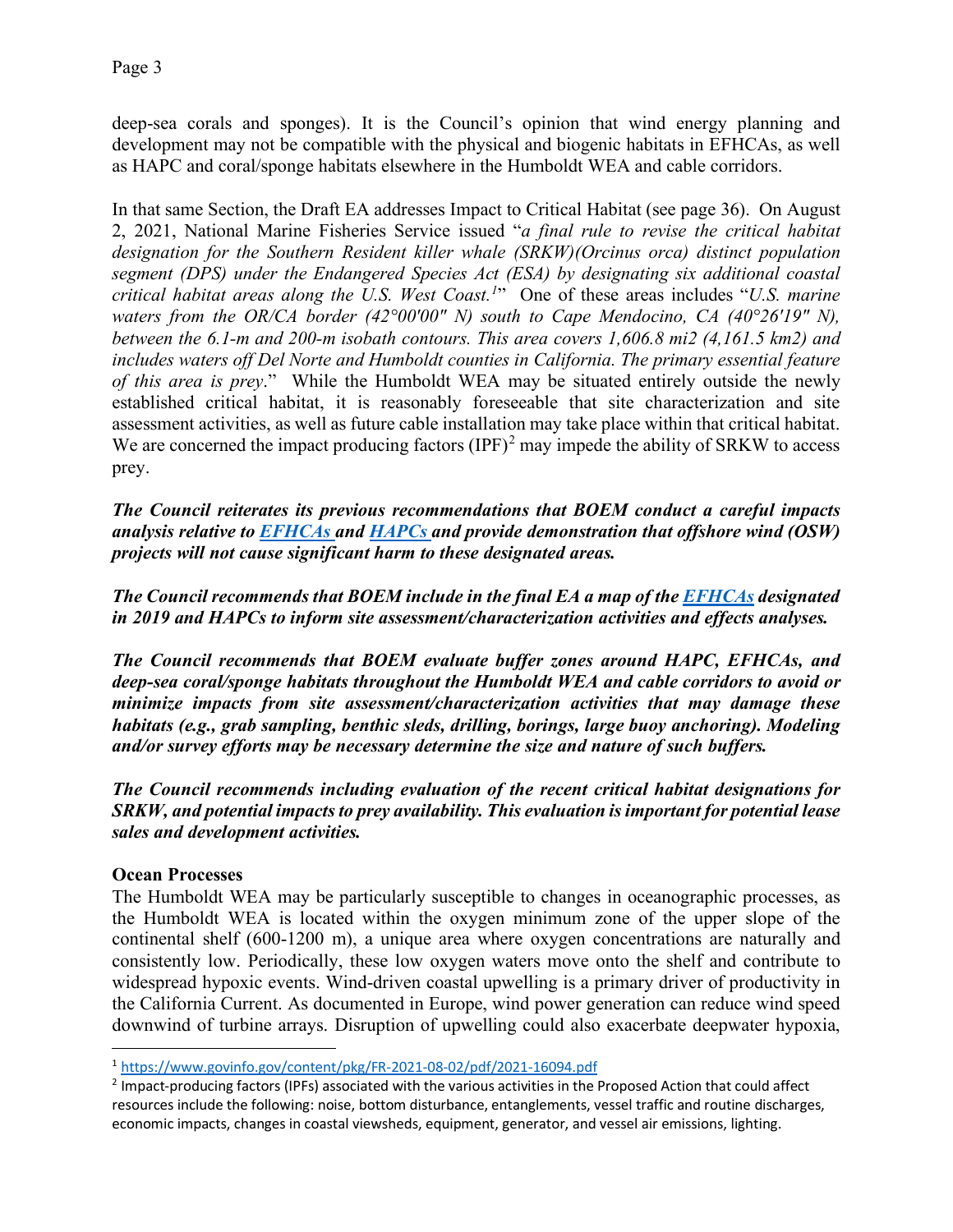deep-sea corals and sponges). It is the Council's opinion that wind energy planning and development may not be compatible with the physical and biogenic habitats in EFHCAs, as well as HAPC and coral/sponge habitats elsewhere in the Humboldt WEA and cable corridors.

In that same Section, the Draft EA addresses Impact to Critical Habitat (see page 36). On August 2, 2021, National Marine Fisheries Service issued "*a final rule to revise the critical habitat designation for the Southern Resident killer whale (SRKW)(Orcinus orca) distinct population segment (DPS) under the Endangered Species Act (ESA) by designating six additional coastal critical habitat areas along the U.S. West Coast.*[1]" One of these areas includes "*U.S. marine waters from the OR/CA border (42°00'00" N) south to Cape Mendocino, CA (40°26'19" N), between the 6.1-m and 200-m isobath contours. This area covers 1,606.8 mi2 (4,161.5 km2) and includes waters off Del Norte and Humboldt counties in California. The primary essential feature of this area is prey*." While the Humboldt WEA may be situated entirely outside the newly established critical habitat, it is reasonably foreseeable that site characterization and site assessment activities, as well as future cable installation may take place within that critical habitat. We are concerned the impact producing factors (IPF)[2] may impede the ability of SRKW to access prey.

***The Council reiterates its previous recommendations that BOEM conduct a careful impacts analysis relative to EFHCAs and HAPCs and provide demonstration that offshore wind (OSW) projects will not cause significant harm to these designated areas.***

***The Council recommends that BOEM include in the final EA a map of the EFHCAs designated in 2019 and HAPCs to inform site assessment/characterization activities and effects analyses.***

***The Council recommends that BOEM evaluate buffer zones around HAPC, EFHCAs, and deep-sea coral/sponge habitats throughout the Humboldt WEA and cable corridors to avoid or minimize impacts from site assessment/characterization activities that may damage these habitats (e.g., grab sampling, benthic sleds, drilling, borings, large buoy anchoring). Modeling and/or survey efforts may be necessary determine the size and nature of such buffers.***

***The Council recommends including evaluation of the recent critical habitat designations for SRKW, and potential impacts to prey availability. This evaluation is important for potential lease sales and development activities.***

## Ocean Processes

The Humboldt WEA may be particularly susceptible to changes in oceanographic processes, as the Humboldt WEA is located within the oxygen minimum zone of the upper slope of the continental shelf (600-1200 m), a unique area where oxygen concentrations are naturally and consistently low. Periodically, these low oxygen waters move onto the shelf and contribute to widespread hypoxic events. Wind-driven coastal upwelling is a primary driver of productivity in the California Current. As documented in Europe, wind power generation can reduce wind speed downwind of turbine arrays. Disruption of upwelling could also exacerbate deepwater hypoxia,

---

[1] https://www.govinfo.gov/content/pkg/FR-2021-08-02/pdf/2021-16094.pdf

[2] Impact-producing factors (IPFs) associated with the various activities in the Proposed Action that could affect resources include the following: noise, bottom disturbance, entanglements, vessel traffic and routine discharges, economic impacts, changes in coastal viewsheds, equipment, generator, and vessel air emissions, lighting.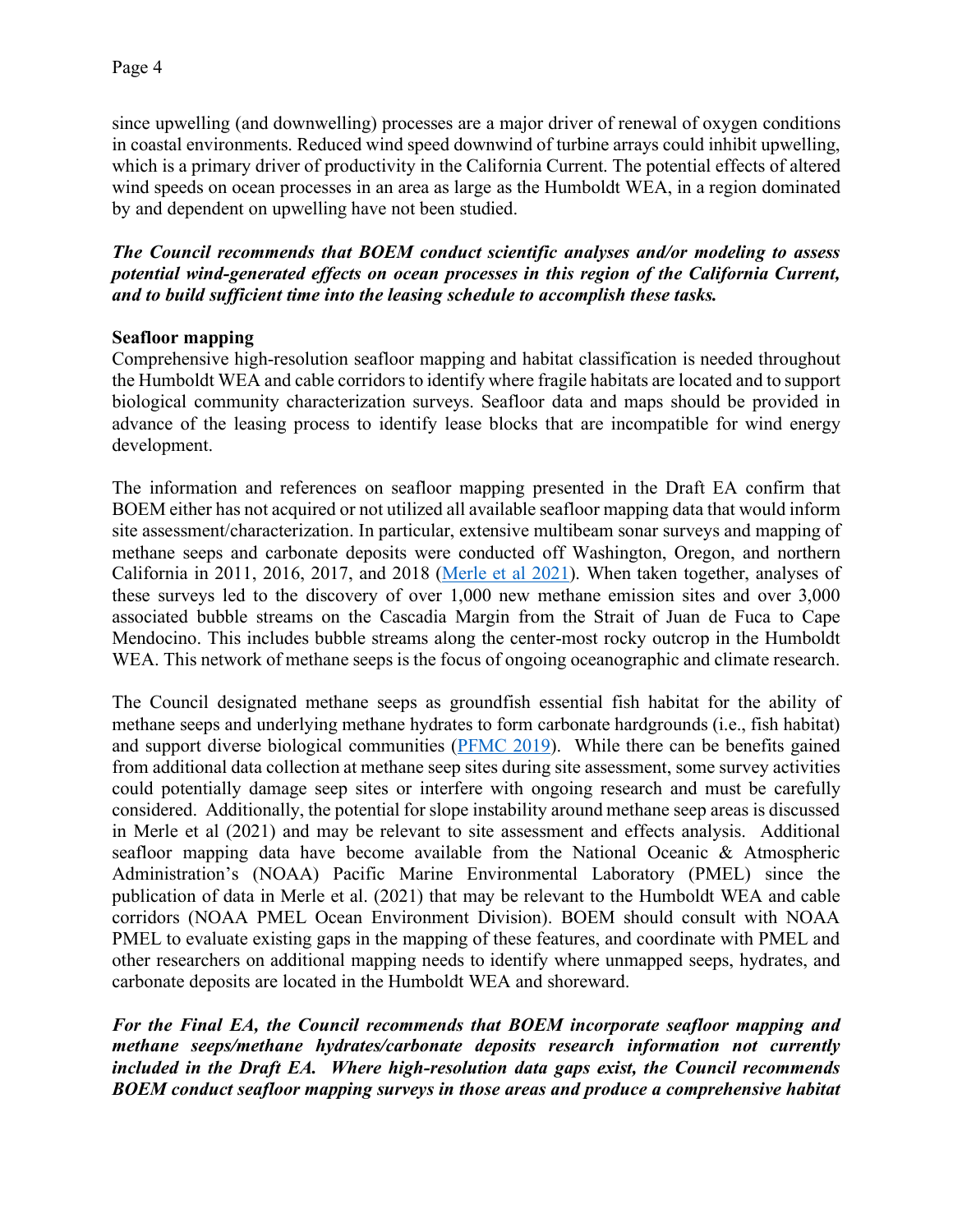since upwelling (and downwelling) processes are a major driver of renewal of oxygen conditions in coastal environments. Reduced wind speed downwind of turbine arrays could inhibit upwelling, which is a primary driver of productivity in the California Current. The potential effects of altered wind speeds on ocean processes in an area as large as the Humboldt WEA, in a region dominated by and dependent on upwelling have not been studied.

***The Council recommends that BOEM conduct scientific analyses and/or modeling to assess potential wind-generated effects on ocean processes in this region of the California Current, and to build sufficient time into the leasing schedule to accomplish these tasks.***

**Seafloor mapping**

Comprehensive high-resolution seafloor mapping and habitat classification is needed throughout the Humboldt WEA and cable corridors to identify where fragile habitats are located and to support biological community characterization surveys. Seafloor data and maps should be provided in advance of the leasing process to identify lease blocks that are incompatible for wind energy development.

The information and references on seafloor mapping presented in the Draft EA confirm that BOEM either has not acquired or not utilized all available seafloor mapping data that would inform site assessment/characterization. In particular, extensive multibeam sonar surveys and mapping of methane seeps and carbonate deposits were conducted off Washington, Oregon, and northern California in 2011, 2016, 2017, and 2018 (Merle et al 2021). When taken together, analyses of these surveys led to the discovery of over 1,000 new methane emission sites and over 3,000 associated bubble streams on the Cascadia Margin from the Strait of Juan de Fuca to Cape Mendocino. This includes bubble streams along the center-most rocky outcrop in the Humboldt WEA. This network of methane seeps is the focus of ongoing oceanographic and climate research.

The Council designated methane seeps as groundfish essential fish habitat for the ability of methane seeps and underlying methane hydrates to form carbonate hardgrounds (i.e., fish habitat) and support diverse biological communities (PFMC 2019). While there can be benefits gained from additional data collection at methane seep sites during site assessment, some survey activities could potentially damage seep sites or interfere with ongoing research and must be carefully considered. Additionally, the potential for slope instability around methane seep areas is discussed in Merle et al (2021) and may be relevant to site assessment and effects analysis. Additional seafloor mapping data have become available from the National Oceanic & Atmospheric Administration's (NOAA) Pacific Marine Environmental Laboratory (PMEL) since the publication of data in Merle et al. (2021) that may be relevant to the Humboldt WEA and cable corridors (NOAA PMEL Ocean Environment Division). BOEM should consult with NOAA PMEL to evaluate existing gaps in the mapping of these features, and coordinate with PMEL and other researchers on additional mapping needs to identify where unmapped seeps, hydrates, and carbonate deposits are located in the Humboldt WEA and shoreward.

***For the Final EA, the Council recommends that BOEM incorporate seafloor mapping and methane seeps/methane hydrates/carbonate deposits research information not currently included in the Draft EA. Where high-resolution data gaps exist, the Council recommends BOEM conduct seafloor mapping surveys in those areas and produce a comprehensive habitat***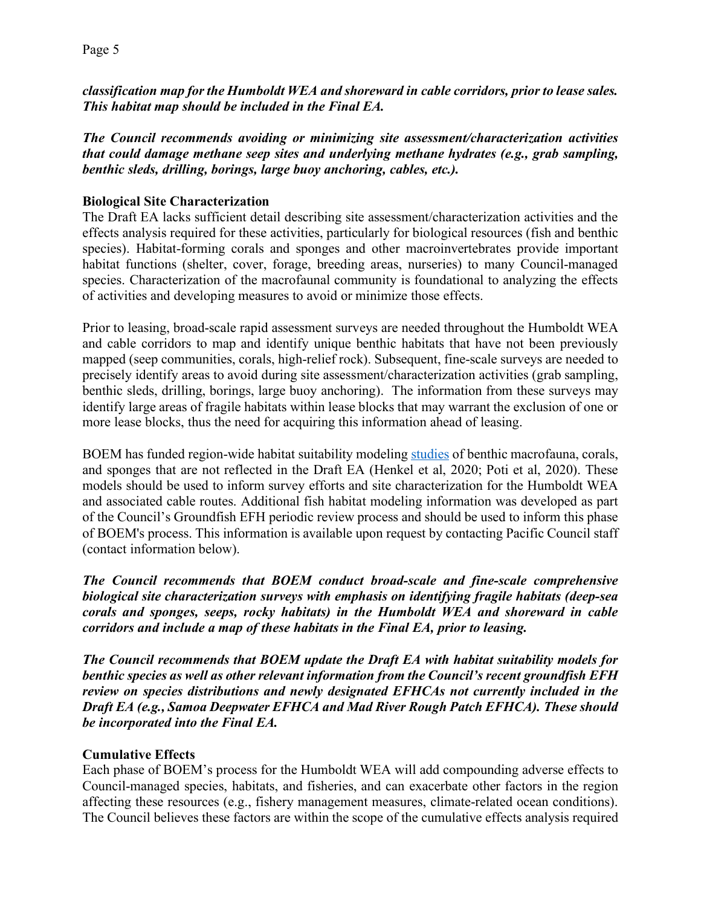***classification map for the Humboldt WEA and shoreward in cable corridors, prior to lease sales. This habitat map should be included in the Final EA.***

***The Council recommends avoiding or minimizing site assessment/characterization activities that could damage methane seep sites and underlying methane hydrates (e.g., grab sampling, benthic sleds, drilling, borings, large buoy anchoring, cables, etc.).***

**Biological Site Characterization**

The Draft EA lacks sufficient detail describing site assessment/characterization activities and the effects analysis required for these activities, particularly for biological resources (fish and benthic species). Habitat-forming corals and sponges and other macroinvertebrates provide important habitat functions (shelter, cover, forage, breeding areas, nurseries) to many Council-managed species. Characterization of the macrofaunal community is foundational to analyzing the effects of activities and developing measures to avoid or minimize those effects.

Prior to leasing, broad-scale rapid assessment surveys are needed throughout the Humboldt WEA and cable corridors to map and identify unique benthic habitats that have not been previously mapped (seep communities, corals, high-relief rock). Subsequent, fine-scale surveys are needed to precisely identify areas to avoid during site assessment/characterization activities (grab sampling, benthic sleds, drilling, borings, large buoy anchoring). The information from these surveys may identify large areas of fragile habitats within lease blocks that may warrant the exclusion of one or more lease blocks, thus the need for acquiring this information ahead of leasing.

BOEM has funded region-wide habitat suitability modeling studies of benthic macrofauna, corals, and sponges that are not reflected in the Draft EA (Henkel et al, 2020; Poti et al, 2020). These models should be used to inform survey efforts and site characterization for the Humboldt WEA and associated cable routes. Additional fish habitat modeling information was developed as part of the Council's Groundfish EFH periodic review process and should be used to inform this phase of BOEM's process. This information is available upon request by contacting Pacific Council staff (contact information below).

***The Council recommends that BOEM conduct broad-scale and fine-scale comprehensive biological site characterization surveys with emphasis on identifying fragile habitats (deep-sea corals and sponges, seeps, rocky habitats) in the Humboldt WEA and shoreward in cable corridors and include a map of these habitats in the Final EA, prior to leasing.***

***The Council recommends that BOEM update the Draft EA with habitat suitability models for benthic species as well as other relevant information from the Council's recent groundfish EFH review on species distributions and newly designated EFHCAs not currently included in the Draft EA (e.g., Samoa Deepwater EFHCA and Mad River Rough Patch EFHCA). These should be incorporated into the Final EA.***

**Cumulative Effects**

Each phase of BOEM's process for the Humboldt WEA will add compounding adverse effects to Council-managed species, habitats, and fisheries, and can exacerbate other factors in the region affecting these resources (e.g., fishery management measures, climate-related ocean conditions). The Council believes these factors are within the scope of the cumulative effects analysis required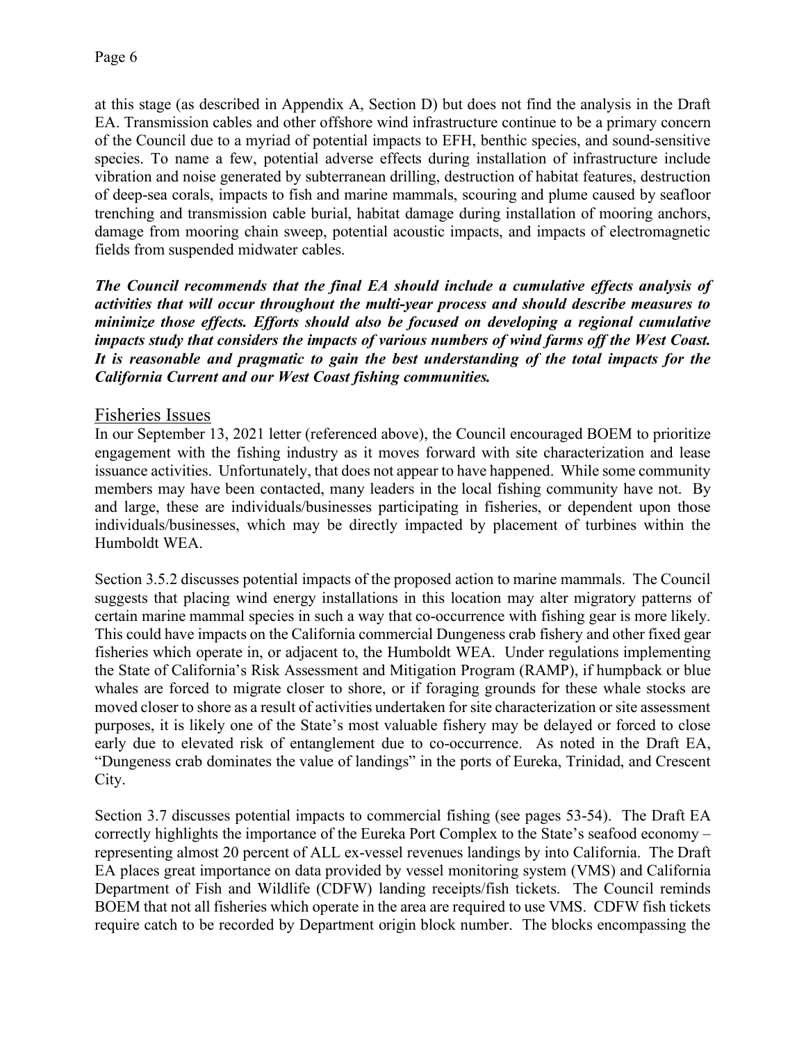at this stage (as described in Appendix A, Section D) but does not find the analysis in the Draft EA. Transmission cables and other offshore wind infrastructure continue to be a primary concern of the Council due to a myriad of potential impacts to EFH, benthic species, and sound-sensitive species. To name a few, potential adverse effects during installation of infrastructure include vibration and noise generated by subterranean drilling, destruction of habitat features, destruction of deep-sea corals, impacts to fish and marine mammals, scouring and plume caused by seafloor trenching and transmission cable burial, habitat damage during installation of mooring anchors, damage from mooring chain sweep, potential acoustic impacts, and impacts of electromagnetic fields from suspended midwater cables.

***The Council recommends that the final EA should include a cumulative effects analysis of activities that will occur throughout the multi-year process and should describe measures to minimize those effects. Efforts should also be focused on developing a regional cumulative impacts study that considers the impacts of various numbers of wind farms off the West Coast. It is reasonable and pragmatic to gain the best understanding of the total impacts for the California Current and our West Coast fishing communities.***

## Fisheries Issues

In our September 13, 2021 letter (referenced above), the Council encouraged BOEM to prioritize engagement with the fishing industry as it moves forward with site characterization and lease issuance activities. Unfortunately, that does not appear to have happened. While some community members may have been contacted, many leaders in the local fishing community have not. By and large, these are individuals/businesses participating in fisheries, or dependent upon those individuals/businesses, which may be directly impacted by placement of turbines within the Humboldt WEA.

Section 3.5.2 discusses potential impacts of the proposed action to marine mammals. The Council suggests that placing wind energy installations in this location may alter migratory patterns of certain marine mammal species in such a way that co-occurrence with fishing gear is more likely. This could have impacts on the California commercial Dungeness crab fishery and other fixed gear fisheries which operate in, or adjacent to, the Humboldt WEA. Under regulations implementing the State of California's Risk Assessment and Mitigation Program (RAMP), if humpback or blue whales are forced to migrate closer to shore, or if foraging grounds for these whale stocks are moved closer to shore as a result of activities undertaken for site characterization or site assessment purposes, it is likely one of the State's most valuable fishery may be delayed or forced to close early due to elevated risk of entanglement due to co-occurrence. As noted in the Draft EA, "Dungeness crab dominates the value of landings" in the ports of Eureka, Trinidad, and Crescent City.

Section 3.7 discusses potential impacts to commercial fishing (see pages 53-54). The Draft EA correctly highlights the importance of the Eureka Port Complex to the State's seafood economy – representing almost 20 percent of ALL ex-vessel revenues landings by into California. The Draft EA places great importance on data provided by vessel monitoring system (VMS) and California Department of Fish and Wildlife (CDFW) landing receipts/fish tickets. The Council reminds BOEM that not all fisheries which operate in the area are required to use VMS. CDFW fish tickets require catch to be recorded by Department origin block number. The blocks encompassing the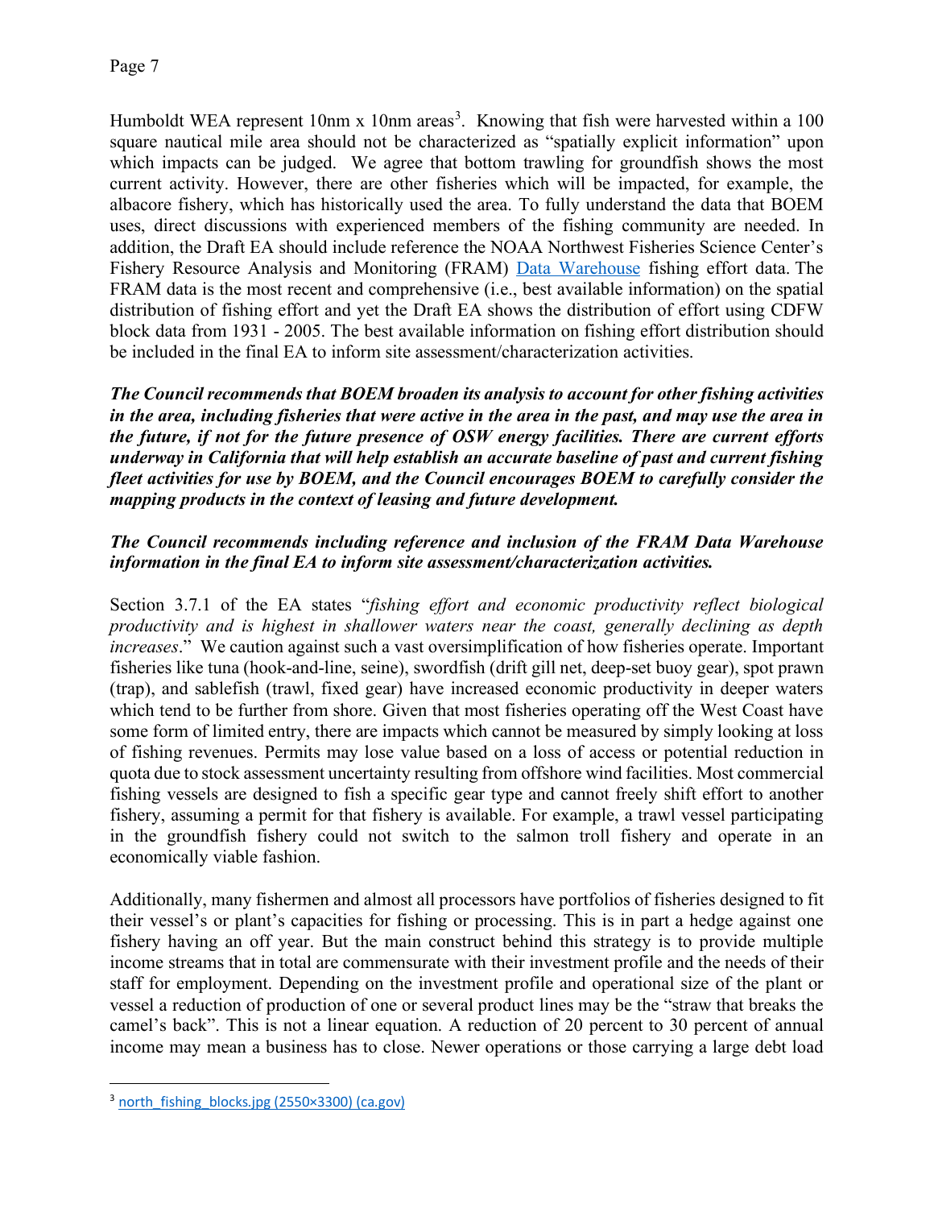Humboldt WEA represent 10nm x 10nm areas[3]. Knowing that fish were harvested within a 100 square nautical mile area should not be characterized as "spatially explicit information" upon which impacts can be judged. We agree that bottom trawling for groundfish shows the most current activity. However, there are other fisheries which will be impacted, for example, the albacore fishery, which has historically used the area. To fully understand the data that BOEM uses, direct discussions with experienced members of the fishing community are needed. In addition, the Draft EA should include reference the NOAA Northwest Fisheries Science Center's Fishery Resource Analysis and Monitoring (FRAM) Data Warehouse fishing effort data. The FRAM data is the most recent and comprehensive (i.e., best available information) on the spatial distribution of fishing effort and yet the Draft EA shows the distribution of effort using CDFW block data from 1931 - 2005. The best available information on fishing effort distribution should be included in the final EA to inform site assessment/characterization activities.

***The Council recommends that BOEM broaden its analysis to account for other fishing activities in the area, including fisheries that were active in the area in the past, and may use the area in the future, if not for the future presence of OSW energy facilities. There are current efforts underway in California that will help establish an accurate baseline of past and current fishing fleet activities for use by BOEM, and the Council encourages BOEM to carefully consider the mapping products in the context of leasing and future development.***

***The Council recommends including reference and inclusion of the FRAM Data Warehouse information in the final EA to inform site assessment/characterization activities.***

Section 3.7.1 of the EA states "*fishing effort and economic productivity reflect biological productivity and is highest in shallower waters near the coast, generally declining as depth increases*." We caution against such a vast oversimplification of how fisheries operate. Important fisheries like tuna (hook-and-line, seine), swordfish (drift gill net, deep-set buoy gear), spot prawn (trap), and sablefish (trawl, fixed gear) have increased economic productivity in deeper waters which tend to be further from shore. Given that most fisheries operating off the West Coast have some form of limited entry, there are impacts which cannot be measured by simply looking at loss of fishing revenues. Permits may lose value based on a loss of access or potential reduction in quota due to stock assessment uncertainty resulting from offshore wind facilities. Most commercial fishing vessels are designed to fish a specific gear type and cannot freely shift effort to another fishery, assuming a permit for that fishery is available. For example, a trawl vessel participating in the groundfish fishery could not switch to the salmon troll fishery and operate in an economically viable fashion.

Additionally, many fishermen and almost all processors have portfolios of fisheries designed to fit their vessel's or plant's capacities for fishing or processing. This is in part a hedge against one fishery having an off year. But the main construct behind this strategy is to provide multiple income streams that in total are commensurate with their investment profile and the needs of their staff for employment. Depending on the investment profile and operational size of the plant or vessel a reduction of production of one or several product lines may be the "straw that breaks the camel's back". This is not a linear equation. A reduction of 20 percent to 30 percent of annual income may mean a business has to close. Newer operations or those carrying a large debt load

---

[3] north_fishing_blocks.jpg (2550×3300) (ca.gov)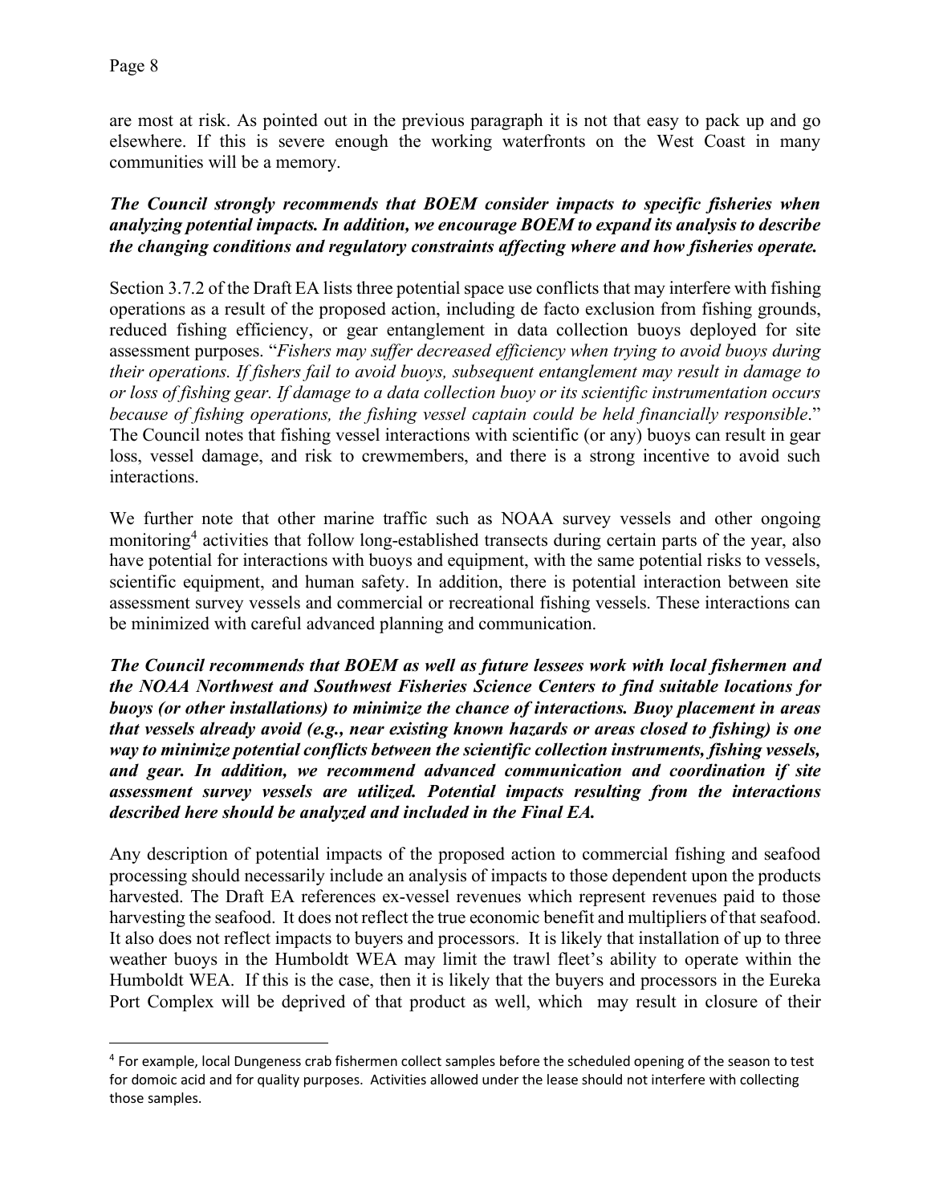are most at risk. As pointed out in the previous paragraph it is not that easy to pack up and go elsewhere. If this is severe enough the working waterfronts on the West Coast in many communities will be a memory.

***The Council strongly recommends that BOEM consider impacts to specific fisheries when analyzing potential impacts. In addition, we encourage BOEM to expand its analysis to describe the changing conditions and regulatory constraints affecting where and how fisheries operate.***

Section 3.7.2 of the Draft EA lists three potential space use conflicts that may interfere with fishing operations as a result of the proposed action, including de facto exclusion from fishing grounds, reduced fishing efficiency, or gear entanglement in data collection buoys deployed for site assessment purposes. "*Fishers may suffer decreased efficiency when trying to avoid buoys during their operations. If fishers fail to avoid buoys, subsequent entanglement may result in damage to or loss of fishing gear. If damage to a data collection buoy or its scientific instrumentation occurs because of fishing operations, the fishing vessel captain could be held financially responsible*." The Council notes that fishing vessel interactions with scientific (or any) buoys can result in gear loss, vessel damage, and risk to crewmembers, and there is a strong incentive to avoid such interactions.

We further note that other marine traffic such as NOAA survey vessels and other ongoing monitoring[4] activities that follow long-established transects during certain parts of the year, also have potential for interactions with buoys and equipment, with the same potential risks to vessels, scientific equipment, and human safety. In addition, there is potential interaction between site assessment survey vessels and commercial or recreational fishing vessels. These interactions can be minimized with careful advanced planning and communication.

***The Council recommends that BOEM as well as future lessees work with local fishermen and the NOAA Northwest and Southwest Fisheries Science Centers to find suitable locations for buoys (or other installations) to minimize the chance of interactions. Buoy placement in areas that vessels already avoid (e.g., near existing known hazards or areas closed to fishing) is one way to minimize potential conflicts between the scientific collection instruments, fishing vessels, and gear. In addition, we recommend advanced communication and coordination if site assessment survey vessels are utilized. Potential impacts resulting from the interactions described here should be analyzed and included in the Final EA.***

Any description of potential impacts of the proposed action to commercial fishing and seafood processing should necessarily include an analysis of impacts to those dependent upon the products harvested. The Draft EA references ex-vessel revenues which represent revenues paid to those harvesting the seafood. It does not reflect the true economic benefit and multipliers of that seafood. It also does not reflect impacts to buyers and processors. It is likely that installation of up to three weather buoys in the Humboldt WEA may limit the trawl fleet's ability to operate within the Humboldt WEA. If this is the case, then it is likely that the buyers and processors in the Eureka Port Complex will be deprived of that product as well, which may result in closure of their

---

[4] For example, local Dungeness crab fishermen collect samples before the scheduled opening of the season to test for domoic acid and for quality purposes. Activities allowed under the lease should not interfere with collecting those samples.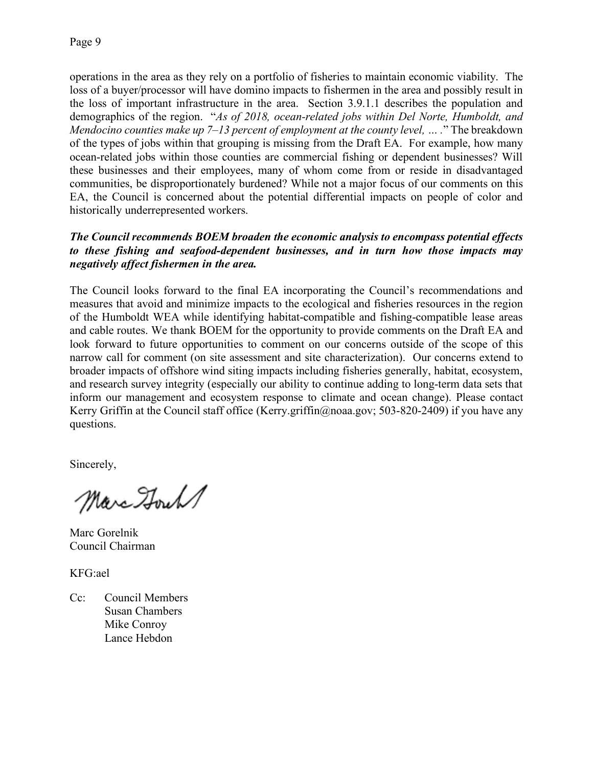operations in the area as they rely on a portfolio of fisheries to maintain economic viability. The loss of a buyer/processor will have domino impacts to fishermen in the area and possibly result in the loss of important infrastructure in the area. Section 3.9.1.1 describes the population and demographics of the region. "*As of 2018, ocean-related jobs within Del Norte, Humboldt, and Mendocino counties make up 7–13 percent of employment at the county level, … .*" The breakdown of the types of jobs within that grouping is missing from the Draft EA. For example, how many ocean-related jobs within those counties are commercial fishing or dependent businesses? Will these businesses and their employees, many of whom come from or reside in disadvantaged communities, be disproportionately burdened? While not a major focus of our comments on this EA, the Council is concerned about the potential differential impacts on people of color and historically underrepresented workers.

***The Council recommends BOEM broaden the economic analysis to encompass potential effects to these fishing and seafood-dependent businesses, and in turn how those impacts may negatively affect fishermen in the area.***

The Council looks forward to the final EA incorporating the Council's recommendations and measures that avoid and minimize impacts to the ecological and fisheries resources in the region of the Humboldt WEA while identifying habitat-compatible and fishing-compatible lease areas and cable routes. We thank BOEM for the opportunity to provide comments on the Draft EA and look forward to future opportunities to comment on our concerns outside of the scope of this narrow call for comment (on site assessment and site characterization). Our concerns extend to broader impacts of offshore wind siting impacts including fisheries generally, habitat, ecosystem, and research survey integrity (especially our ability to continue adding to long-term data sets that inform our management and ecosystem response to climate and ocean change). Please contact Kerry Griffin at the Council staff office (Kerry.griffin@noaa.gov; 503-820-2409) if you have any questions.

Sincerely,

Marc Gorelnik
Council Chairman

KFG:ael

Cc: Council Members
Susan Chambers
Mike Conroy
Lance Hebdon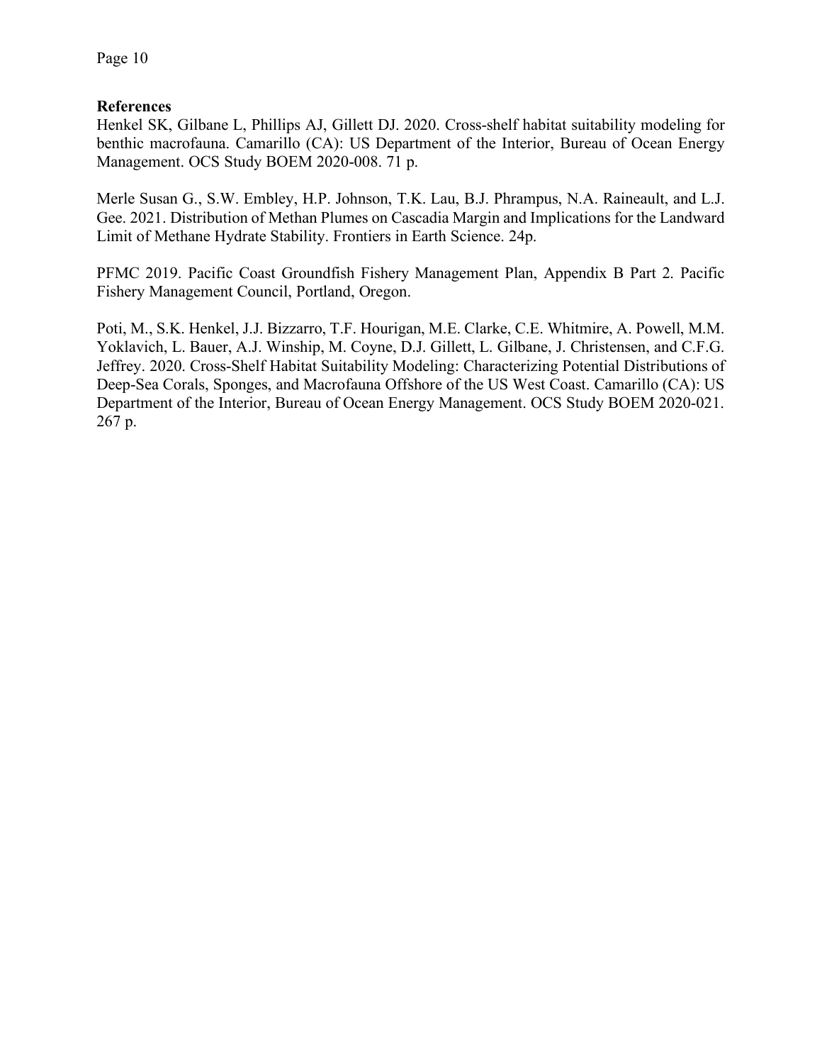**References**

Henkel SK, Gilbane L, Phillips AJ, Gillett DJ. 2020. Cross-shelf habitat suitability modeling for benthic macrofauna. Camarillo (CA): US Department of the Interior, Bureau of Ocean Energy Management. OCS Study BOEM 2020-008. 71 p.

Merle Susan G., S.W. Embley, H.P. Johnson, T.K. Lau, B.J. Phrampus, N.A. Raineault, and L.J. Gee. 2021. Distribution of Methan Plumes on Cascadia Margin and Implications for the Landward Limit of Methane Hydrate Stability. Frontiers in Earth Science. 24p.

PFMC 2019. Pacific Coast Groundfish Fishery Management Plan, Appendix B Part 2. Pacific Fishery Management Council, Portland, Oregon.

Poti, M., S.K. Henkel, J.J. Bizzarro, T.F. Hourigan, M.E. Clarke, C.E. Whitmire, A. Powell, M.M. Yoklavich, L. Bauer, A.J. Winship, M. Coyne, D.J. Gillett, L. Gilbane, J. Christensen, and C.F.G. Jeffrey. 2020. Cross-Shelf Habitat Suitability Modeling: Characterizing Potential Distributions of Deep-Sea Corals, Sponges, and Macrofauna Offshore of the US West Coast. Camarillo (CA): US Department of the Interior, Bureau of Ocean Energy Management. OCS Study BOEM 2020-021. 267 p.